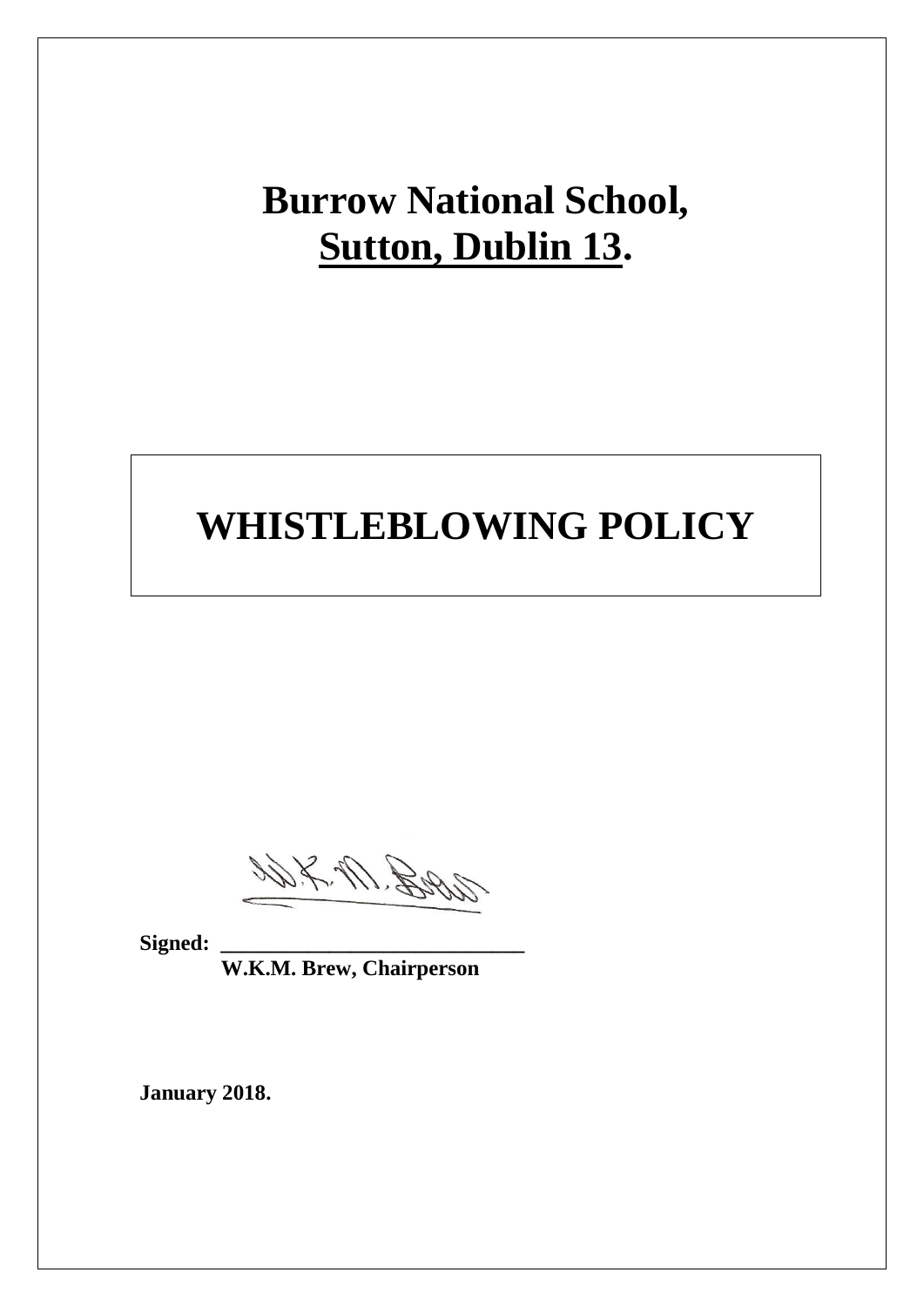# Burrow National School,
# Sutton, Dublin 13.

# WHISTLEBLOWING POLICY

**Signed: ____________________________**
**W.K.M. Brew, Chairperson**

**January 2018.**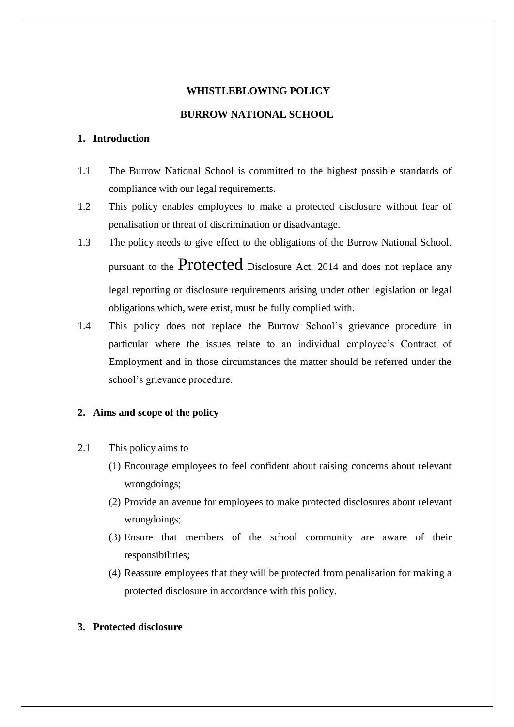**WHISTLEBLOWING POLICY**

**BURROW NATIONAL SCHOOL**

## 1. Introduction

1.1 The Burrow National School is committed to the highest possible standards of compliance with our legal requirements.

1.2 This policy enables employees to make a protected disclosure without fear of penalisation or threat of discrimination or disadvantage.

1.3 The policy needs to give effect to the obligations of the Burrow National School. pursuant to the Protected Disclosure Act, 2014 and does not replace any legal reporting or disclosure requirements arising under other legislation or legal obligations which, were exist, must be fully complied with.

1.4 This policy does not replace the Burrow School's grievance procedure in particular where the issues relate to an individual employee's Contract of Employment and in those circumstances the matter should be referred under the school's grievance procedure.

## 2. Aims and scope of the policy

2.1 This policy aims to

(1) Encourage employees to feel confident about raising concerns about relevant wrongdoings;

(2) Provide an avenue for employees to make protected disclosures about relevant wrongdoings;

(3) Ensure that members of the school community are aware of their responsibilities;

(4) Reassure employees that they will be protected from penalisation for making a protected disclosure in accordance with this policy.

## 3. Protected disclosure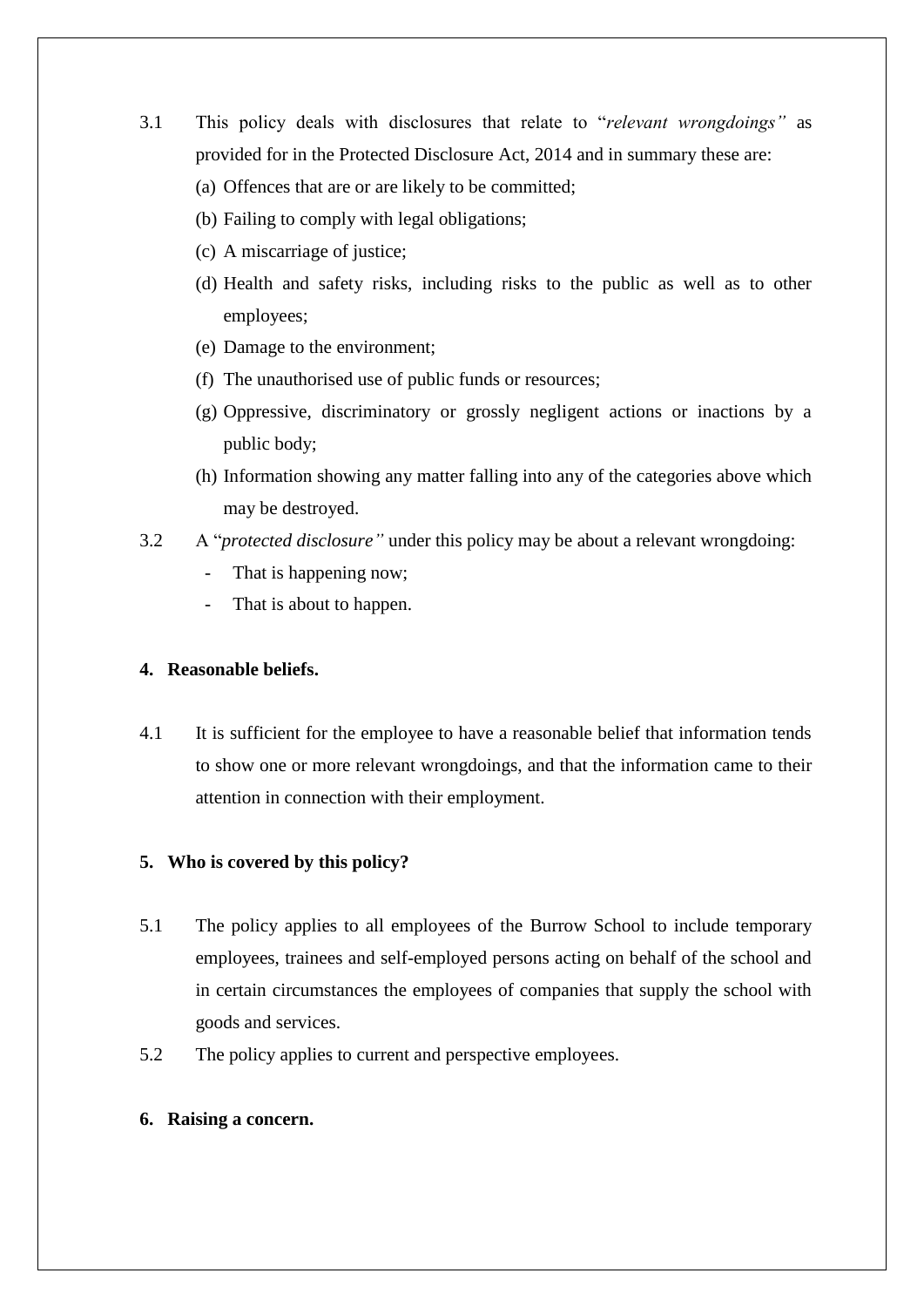3.1 This policy deals with disclosures that relate to "*relevant wrongdoings"* as provided for in the Protected Disclosure Act, 2014 and in summary these are:

(a) Offences that are or are likely to be committed;

(b) Failing to comply with legal obligations;

(c) A miscarriage of justice;

(d) Health and safety risks, including risks to the public as well as to other employees;

(e) Damage to the environment;

(f) The unauthorised use of public funds or resources;

(g) Oppressive, discriminatory or grossly negligent actions or inactions by a public body;

(h) Information showing any matter falling into any of the categories above which may be destroyed.

3.2 A "*protected disclosure"* under this policy may be about a relevant wrongdoing:

- That is happening now;
- That is about to happen.

**4. Reasonable beliefs.**

4.1 It is sufficient for the employee to have a reasonable belief that information tends to show one or more relevant wrongdoings, and that the information came to their attention in connection with their employment.

**5. Who is covered by this policy?**

5.1 The policy applies to all employees of the Burrow School to include temporary employees, trainees and self-employed persons acting on behalf of the school and in certain circumstances the employees of companies that supply the school with goods and services.

5.2 The policy applies to current and perspective employees.

**6. Raising a concern.**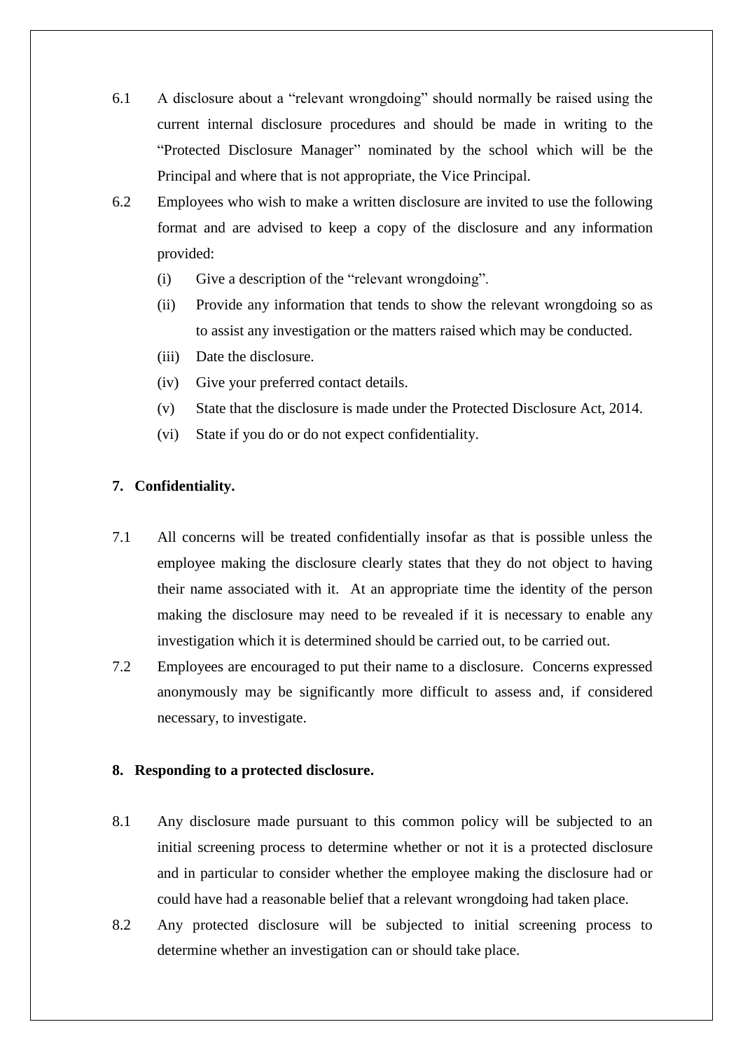6.1 A disclosure about a "relevant wrongdoing" should normally be raised using the current internal disclosure procedures and should be made in writing to the "Protected Disclosure Manager" nominated by the school which will be the Principal and where that is not appropriate, the Vice Principal.

6.2 Employees who wish to make a written disclosure are invited to use the following format and are advised to keep a copy of the disclosure and any information provided:

(i) Give a description of the "relevant wrongdoing".

(ii) Provide any information that tends to show the relevant wrongdoing so as to assist any investigation or the matters raised which may be conducted.

(iii) Date the disclosure.

(iv) Give your preferred contact details.

(v) State that the disclosure is made under the Protected Disclosure Act, 2014.

(vi) State if you do or do not expect confidentiality.

**7. Confidentiality.**

7.1 All concerns will be treated confidentially insofar as that is possible unless the employee making the disclosure clearly states that they do not object to having their name associated with it. At an appropriate time the identity of the person making the disclosure may need to be revealed if it is necessary to enable any investigation which it is determined should be carried out, to be carried out.

7.2 Employees are encouraged to put their name to a disclosure. Concerns expressed anonymously may be significantly more difficult to assess and, if considered necessary, to investigate.

**8. Responding to a protected disclosure.**

8.1 Any disclosure made pursuant to this common policy will be subjected to an initial screening process to determine whether or not it is a protected disclosure and in particular to consider whether the employee making the disclosure had or could have had a reasonable belief that a relevant wrongdoing had taken place.

8.2 Any protected disclosure will be subjected to initial screening process to determine whether an investigation can or should take place.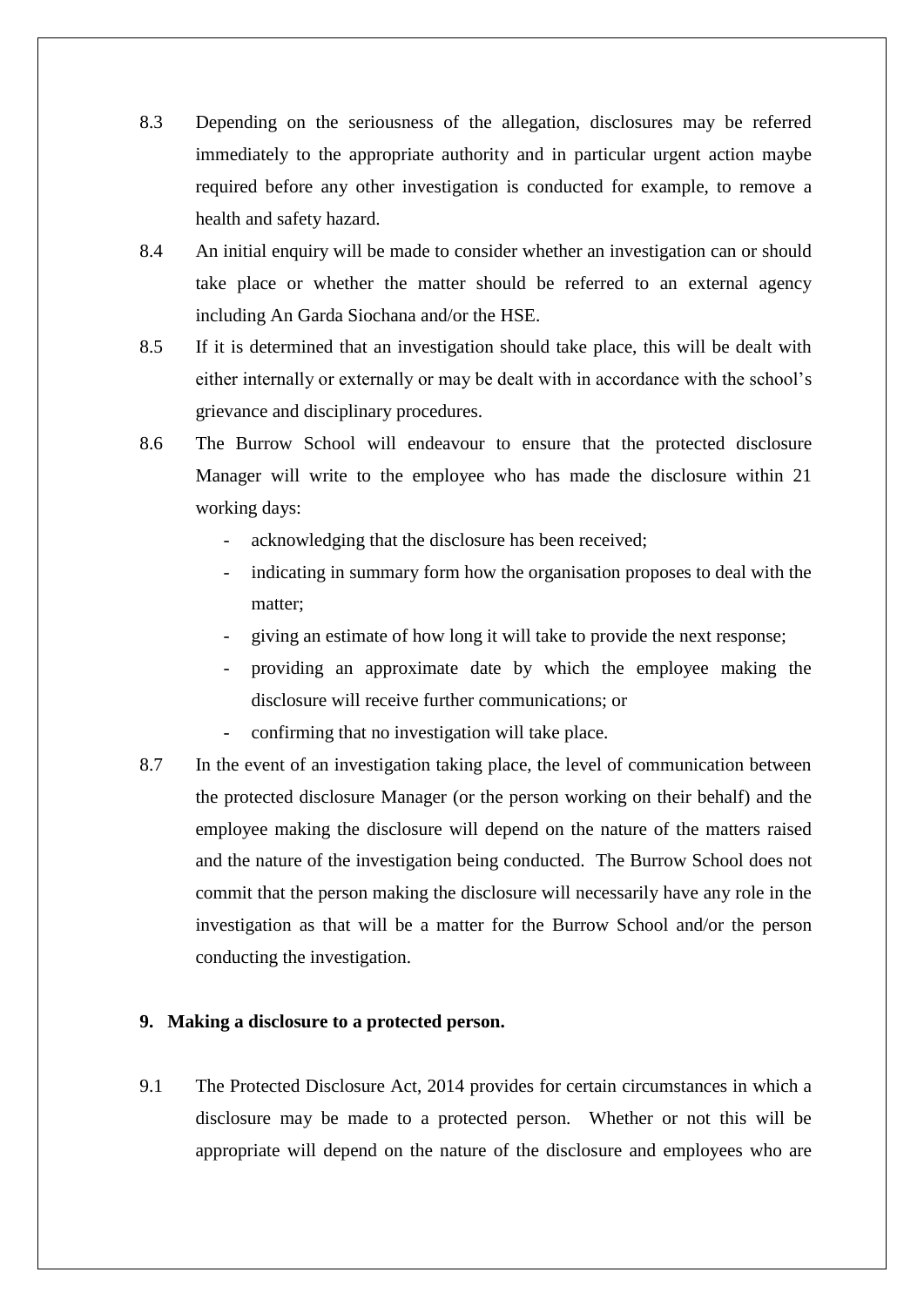8.3 Depending on the seriousness of the allegation, disclosures may be referred immediately to the appropriate authority and in particular urgent action maybe required before any other investigation is conducted for example, to remove a health and safety hazard.

8.4 An initial enquiry will be made to consider whether an investigation can or should take place or whether the matter should be referred to an external agency including An Garda Siochana and/or the HSE.

8.5 If it is determined that an investigation should take place, this will be dealt with either internally or externally or may be dealt with in accordance with the school's grievance and disciplinary procedures.

8.6 The Burrow School will endeavour to ensure that the protected disclosure Manager will write to the employee who has made the disclosure within 21 working days:

- acknowledging that the disclosure has been received;
- indicating in summary form how the organisation proposes to deal with the matter;
- giving an estimate of how long it will take to provide the next response;
- providing an approximate date by which the employee making the disclosure will receive further communications; or
- confirming that no investigation will take place.

8.7 In the event of an investigation taking place, the level of communication between the protected disclosure Manager (or the person working on their behalf) and the employee making the disclosure will depend on the nature of the matters raised and the nature of the investigation being conducted. The Burrow School does not commit that the person making the disclosure will necessarily have any role in the investigation as that will be a matter for the Burrow School and/or the person conducting the investigation.

**9. Making a disclosure to a protected person.**

9.1 The Protected Disclosure Act, 2014 provides for certain circumstances in which a disclosure may be made to a protected person. Whether or not this will be appropriate will depend on the nature of the disclosure and employees who are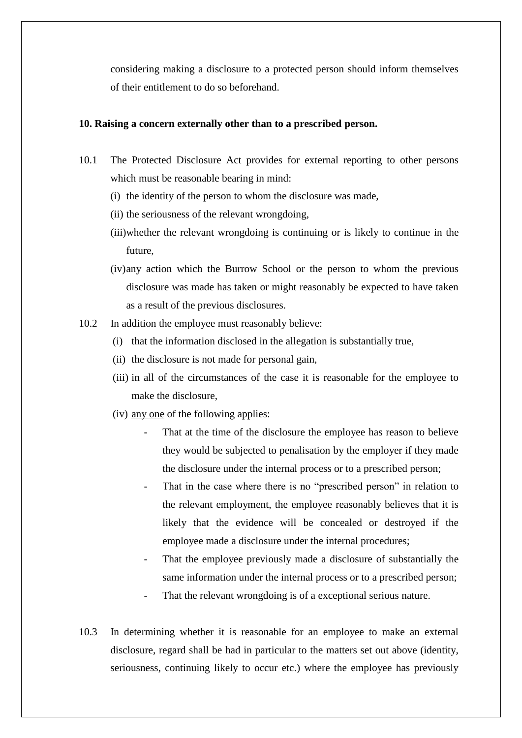considering making a disclosure to a protected person should inform themselves of their entitlement to do so beforehand.

**10. Raising a concern externally other than to a prescribed person.**

10.1 The Protected Disclosure Act provides for external reporting to other persons which must be reasonable bearing in mind:

(i) the identity of the person to whom the disclosure was made,

(ii) the seriousness of the relevant wrongdoing,

(iii) whether the relevant wrongdoing is continuing or is likely to continue in the future,

(iv) any action which the Burrow School or the person to whom the previous disclosure was made has taken or might reasonably be expected to have taken as a result of the previous disclosures.

10.2 In addition the employee must reasonably believe:

(i) that the information disclosed in the allegation is substantially true,

(ii) the disclosure is not made for personal gain,

(iii) in all of the circumstances of the case it is reasonable for the employee to make the disclosure,

(iv) any one of the following applies:

- That at the time of the disclosure the employee has reason to believe they would be subjected to penalisation by the employer if they made the disclosure under the internal process or to a prescribed person;
- That in the case where there is no "prescribed person" in relation to the relevant employment, the employee reasonably believes that it is likely that the evidence will be concealed or destroyed if the employee made a disclosure under the internal procedures;
- That the employee previously made a disclosure of substantially the same information under the internal process or to a prescribed person;
- That the relevant wrongdoing is of a exceptional serious nature.

10.3 In determining whether it is reasonable for an employee to make an external disclosure, regard shall be had in particular to the matters set out above (identity, seriousness, continuing likely to occur etc.) where the employee has previously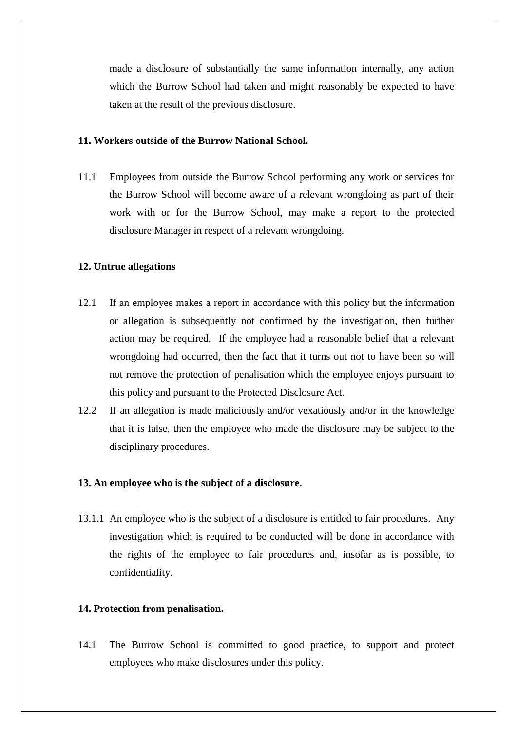made a disclosure of substantially the same information internally, any action which the Burrow School had taken and might reasonably be expected to have taken at the result of the previous disclosure.

**11. Workers outside of the Burrow National School.**

11.1 Employees from outside the Burrow School performing any work or services for the Burrow School will become aware of a relevant wrongdoing as part of their work with or for the Burrow School, may make a report to the protected disclosure Manager in respect of a relevant wrongdoing.

**12. Untrue allegations**

12.1 If an employee makes a report in accordance with this policy but the information or allegation is subsequently not confirmed by the investigation, then further action may be required. If the employee had a reasonable belief that a relevant wrongdoing had occurred, then the fact that it turns out not to have been so will not remove the protection of penalisation which the employee enjoys pursuant to this policy and pursuant to the Protected Disclosure Act.

12.2 If an allegation is made maliciously and/or vexatiously and/or in the knowledge that it is false, then the employee who made the disclosure may be subject to the disciplinary procedures.

**13. An employee who is the subject of a disclosure.**

13.1.1 An employee who is the subject of a disclosure is entitled to fair procedures. Any investigation which is required to be conducted will be done in accordance with the rights of the employee to fair procedures and, insofar as is possible, to confidentiality.

**14. Protection from penalisation.**

14.1 The Burrow School is committed to good practice, to support and protect employees who make disclosures under this policy.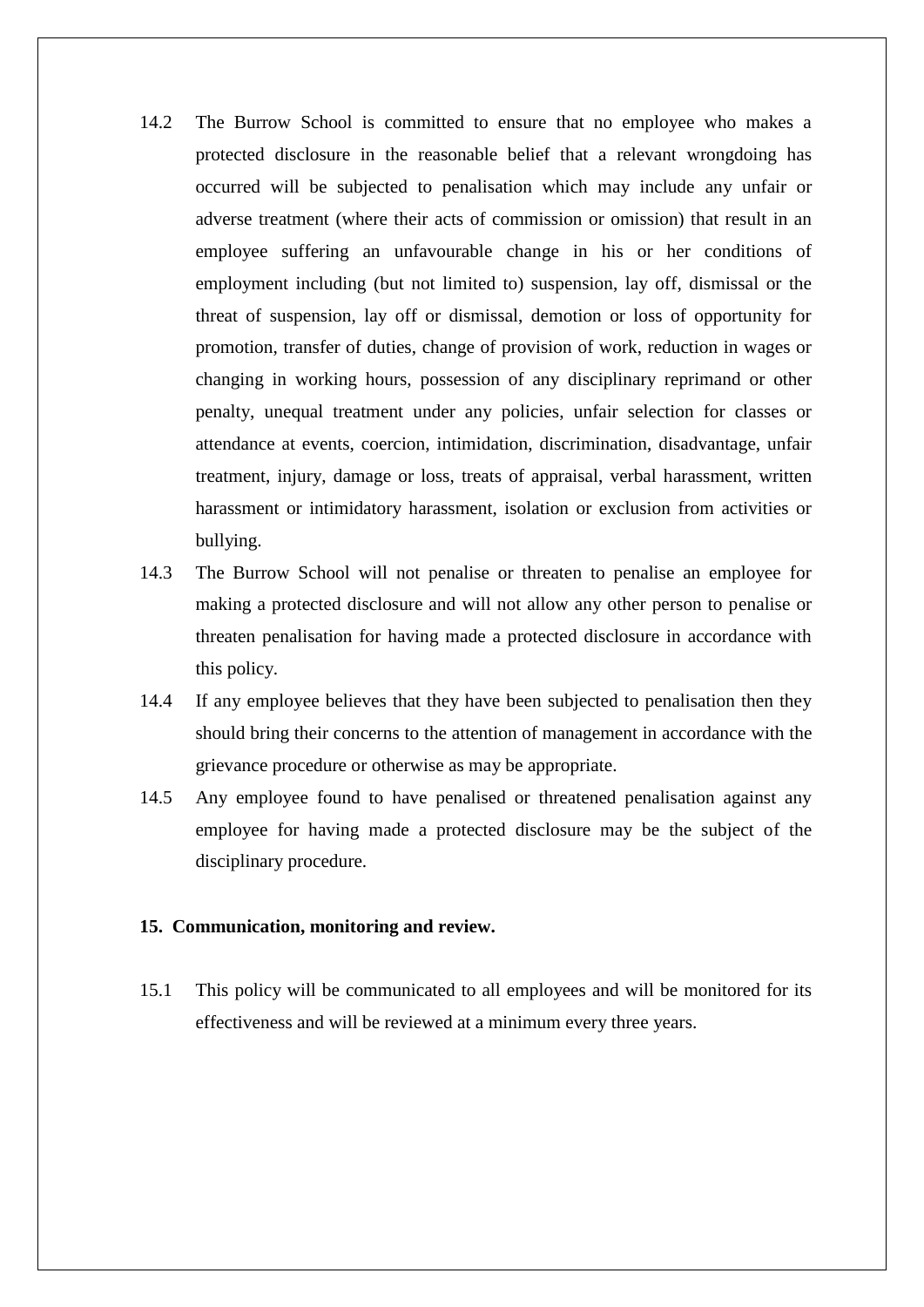14.2 The Burrow School is committed to ensure that no employee who makes a protected disclosure in the reasonable belief that a relevant wrongdoing has occurred will be subjected to penalisation which may include any unfair or adverse treatment (where their acts of commission or omission) that result in an employee suffering an unfavourable change in his or her conditions of employment including (but not limited to) suspension, lay off, dismissal or the threat of suspension, lay off or dismissal, demotion or loss of opportunity for promotion, transfer of duties, change of provision of work, reduction in wages or changing in working hours, possession of any disciplinary reprimand or other penalty, unequal treatment under any policies, unfair selection for classes or attendance at events, coercion, intimidation, discrimination, disadvantage, unfair treatment, injury, damage or loss, treats of appraisal, verbal harassment, written harassment or intimidatory harassment, isolation or exclusion from activities or bullying.

14.3 The Burrow School will not penalise or threaten to penalise an employee for making a protected disclosure and will not allow any other person to penalise or threaten penalisation for having made a protected disclosure in accordance with this policy.

14.4 If any employee believes that they have been subjected to penalisation then they should bring their concerns to the attention of management in accordance with the grievance procedure or otherwise as may be appropriate.

14.5 Any employee found to have penalised or threatened penalisation against any employee for having made a protected disclosure may be the subject of the disciplinary procedure.

**15. Communication, monitoring and review.**

15.1 This policy will be communicated to all employees and will be monitored for its effectiveness and will be reviewed at a minimum every three years.